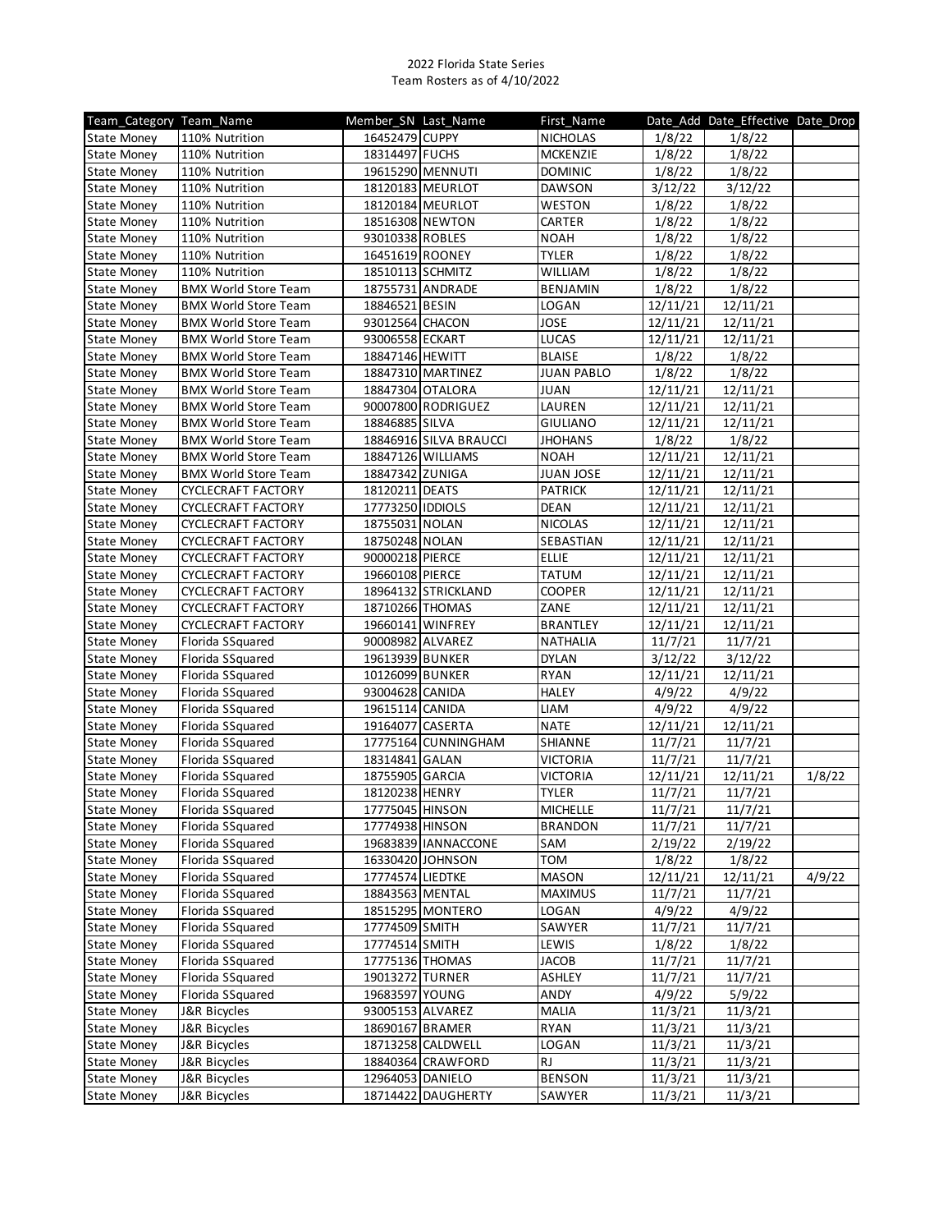2022 Florida State Series
Team Rosters as of 4/10/2022

| Team_Category | Team_Name | Member_SN | Last_Name | First_Name | Date_Add | Date_Effective | Date_Drop |
|---|---|---|---|---|---|---|---|
| State Money | 110% Nutrition | 16452479 | CUPPY | NICHOLAS | 1/8/22 | 1/8/22 | |
| State Money | 110% Nutrition | 18314497 | FUCHS | MCKENZIE | 1/8/22 | 1/8/22 | |
| State Money | 110% Nutrition | 19615290 | MENNUTI | DOMINIC | 1/8/22 | 1/8/22 | |
| State Money | 110% Nutrition | 18120183 | MEURLOT | DAWSON | 3/12/22 | 3/12/22 | |
| State Money | 110% Nutrition | 18120184 | MEURLOT | WESTON | 1/8/22 | 1/8/22 | |
| State Money | 110% Nutrition | 18516308 | NEWTON | CARTER | 1/8/22 | 1/8/22 | |
| State Money | 110% Nutrition | 93010338 | ROBLES | NOAH | 1/8/22 | 1/8/22 | |
| State Money | 110% Nutrition | 16451619 | ROONEY | TYLER | 1/8/22 | 1/8/22 | |
| State Money | 110% Nutrition | 18510113 | SCHMITZ | WILLIAM | 1/8/22 | 1/8/22 | |
| State Money | BMX World Store Team | 18755731 | ANDRADE | BENJAMIN | 1/8/22 | 1/8/22 | |
| State Money | BMX World Store Team | 18846521 | BESIN | LOGAN | 12/11/21 | 12/11/21 | |
| State Money | BMX World Store Team | 93012564 | CHACON | JOSE | 12/11/21 | 12/11/21 | |
| State Money | BMX World Store Team | 93006558 | ECKART | LUCAS | 12/11/21 | 12/11/21 | |
| State Money | BMX World Store Team | 18847146 | HEWITT | BLAISE | 1/8/22 | 1/8/22 | |
| State Money | BMX World Store Team | 18847310 | MARTINEZ | JUAN PABLO | 1/8/22 | 1/8/22 | |
| State Money | BMX World Store Team | 18847304 | OTALORA | JUAN | 12/11/21 | 12/11/21 | |
| State Money | BMX World Store Team | 90007800 | RODRIGUEZ | LAUREN | 12/11/21 | 12/11/21 | |
| State Money | BMX World Store Team | 18846885 | SILVA | GIULIANO | 12/11/21 | 12/11/21 | |
| State Money | BMX World Store Team | 18846916 | SILVA BRAUCCI | JHOHANS | 1/8/22 | 1/8/22 | |
| State Money | BMX World Store Team | 18847126 | WILLIAMS | NOAH | 12/11/21 | 12/11/21 | |
| State Money | BMX World Store Team | 18847342 | ZUNIGA | JUAN JOSE | 12/11/21 | 12/11/21 | |
| State Money | CYCLECRAFT FACTORY | 18120211 | DEATS | PATRICK | 12/11/21 | 12/11/21 | |
| State Money | CYCLECRAFT FACTORY | 17773250 | IDDIOLS | DEAN | 12/11/21 | 12/11/21 | |
| State Money | CYCLECRAFT FACTORY | 18755031 | NOLAN | NICOLAS | 12/11/21 | 12/11/21 | |
| State Money | CYCLECRAFT FACTORY | 18750248 | NOLAN | SEBASTIAN | 12/11/21 | 12/11/21 | |
| State Money | CYCLECRAFT FACTORY | 90000218 | PIERCE | ELLIE | 12/11/21 | 12/11/21 | |
| State Money | CYCLECRAFT FACTORY | 19660108 | PIERCE | TATUM | 12/11/21 | 12/11/21 | |
| State Money | CYCLECRAFT FACTORY | 18964132 | STRICKLAND | COOPER | 12/11/21 | 12/11/21 | |
| State Money | CYCLECRAFT FACTORY | 18710266 | THOMAS | ZANE | 12/11/21 | 12/11/21 | |
| State Money | CYCLECRAFT FACTORY | 19660141 | WINFREY | BRANTLEY | 12/11/21 | 12/11/21 | |
| State Money | Florida SSquared | 90008982 | ALVAREZ | NATHALIA | 11/7/21 | 11/7/21 | |
| State Money | Florida SSquared | 19613939 | BUNKER | DYLAN | 3/12/22 | 3/12/22 | |
| State Money | Florida SSquared | 10126099 | BUNKER | RYAN | 12/11/21 | 12/11/21 | |
| State Money | Florida SSquared | 93004628 | CANIDA | HALEY | 4/9/22 | 4/9/22 | |
| State Money | Florida SSquared | 19615114 | CANIDA | LIAM | 4/9/22 | 4/9/22 | |
| State Money | Florida SSquared | 19164077 | CASERTA | NATE | 12/11/21 | 12/11/21 | |
| State Money | Florida SSquared | 17775164 | CUNNINGHAM | SHIANNE | 11/7/21 | 11/7/21 | |
| State Money | Florida SSquared | 18314841 | GALAN | VICTORIA | 11/7/21 | 11/7/21 | |
| State Money | Florida SSquared | 18755905 | GARCIA | VICTORIA | 12/11/21 | 12/11/21 | 1/8/22 |
| State Money | Florida SSquared | 18120238 | HENRY | TYLER | 11/7/21 | 11/7/21 | |
| State Money | Florida SSquared | 17775045 | HINSON | MICHELLE | 11/7/21 | 11/7/21 | |
| State Money | Florida SSquared | 17774938 | HINSON | BRANDON | 11/7/21 | 11/7/21 | |
| State Money | Florida SSquared | 19683839 | IANNACCONE | SAM | 2/19/22 | 2/19/22 | |
| State Money | Florida SSquared | 16330420 | JOHNSON | TOM | 1/8/22 | 1/8/22 | |
| State Money | Florida SSquared | 17774574 | LIEDTKE | MASON | 12/11/21 | 12/11/21 | 4/9/22 |
| State Money | Florida SSquared | 18843563 | MENTAL | MAXIMUS | 11/7/21 | 11/7/21 | |
| State Money | Florida SSquared | 18515295 | MONTERO | LOGAN | 4/9/22 | 4/9/22 | |
| State Money | Florida SSquared | 17774509 | SMITH | SAWYER | 11/7/21 | 11/7/21 | |
| State Money | Florida SSquared | 17774514 | SMITH | LEWIS | 1/8/22 | 1/8/22 | |
| State Money | Florida SSquared | 17775136 | THOMAS | JACOB | 11/7/21 | 11/7/21 | |
| State Money | Florida SSquared | 19013272 | TURNER | ASHLEY | 11/7/21 | 11/7/21 | |
| State Money | Florida SSquared | 19683597 | YOUNG | ANDY | 4/9/22 | 5/9/22 | |
| State Money | J&R Bicycles | 93005153 | ALVAREZ | MALIA | 11/3/21 | 11/3/21 | |
| State Money | J&R Bicycles | 18690167 | BRAMER | RYAN | 11/3/21 | 11/3/21 | |
| State Money | J&R Bicycles | 18713258 | CALDWELL | LOGAN | 11/3/21 | 11/3/21 | |
| State Money | J&R Bicycles | 18840364 | CRAWFORD | RJ | 11/3/21 | 11/3/21 | |
| State Money | J&R Bicycles | 12964053 | DANIELO | BENSON | 11/3/21 | 11/3/21 | |
| State Money | J&R Bicycles | 18714422 | DAUGHERTY | SAWYER | 11/3/21 | 11/3/21 | |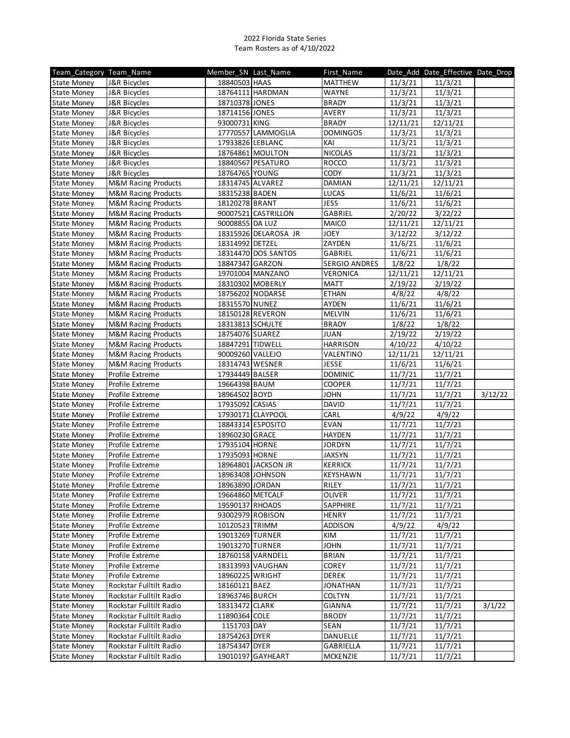2022 Florida State Series
Team Rosters as of 4/10/2022

| Team_Category | Team_Name | Member_SN | Last_Name | First_Name | Date_Add | Date_Effective | Date_Drop |
|---|---|---|---|---|---|---|---|
| State Money | J&R Bicycles | 18840503 | HAAS | MATTHEW | 11/3/21 | 11/3/21 | |
| State Money | J&R Bicycles | 18764111 | HARDMAN | WAYNE | 11/3/21 | 11/3/21 | |
| State Money | J&R Bicycles | 18710378 | JONES | BRADY | 11/3/21 | 11/3/21 | |
| State Money | J&R Bicycles | 18714156 | JONES | AVERY | 11/3/21 | 11/3/21 | |
| State Money | J&R Bicycles | 93000731 | KING | BRADY | 12/11/21 | 12/11/21 | |
| State Money | J&R Bicycles | 17770557 | LAMMOGLIA | DOMINGOS | 11/3/21 | 11/3/21 | |
| State Money | J&R Bicycles | 17933826 | LEBLANC | KAI | 11/3/21 | 11/3/21 | |
| State Money | J&R Bicycles | 18764861 | MOULTON | NICOLAS | 11/3/21 | 11/3/21 | |
| State Money | J&R Bicycles | 18840567 | PESATURO | ROCCO | 11/3/21 | 11/3/21 | |
| State Money | J&R Bicycles | 18764765 | YOUNG | CODY | 11/3/21 | 11/3/21 | |
| State Money | M&M Racing Products | 18314745 | ALVAREZ | DAMIAN | 12/11/21 | 12/11/21 | |
| State Money | M&M Racing Products | 18315238 | BADEN | LUCAS | 11/6/21 | 11/6/21 | |
| State Money | M&M Racing Products | 18120278 | BRANT | JESS | 11/6/21 | 11/6/21 | |
| State Money | M&M Racing Products | 90007521 | CASTRILLON | GABRIEL | 2/20/22 | 3/22/22 | |
| State Money | M&M Racing Products | 90008855 | DA LUZ | MAICO | 12/11/21 | 12/11/21 | |
| State Money | M&M Racing Products | 18315926 | DELAROSA JR | JOEY | 3/12/22 | 3/12/22 | |
| State Money | M&M Racing Products | 18314992 | DETZEL | ZAYDEN | 11/6/21 | 11/6/21 | |
| State Money | M&M Racing Products | 18314470 | DOS SANTOS | GABRIEL | 11/6/21 | 11/6/21 | |
| State Money | M&M Racing Products | 18847347 | GARZON | SERGIO ANDRES | 1/8/22 | 1/8/22 | |
| State Money | M&M Racing Products | 19701004 | MANZANO | VERONICA | 12/11/21 | 12/11/21 | |
| State Money | M&M Racing Products | 18310302 | MOBERLY | MATT | 2/19/22 | 2/19/22 | |
| State Money | M&M Racing Products | 18756202 | NODARSE | ETHAN | 4/8/22 | 4/8/22 | |
| State Money | M&M Racing Products | 18315570 | NUNEZ | AYDEN | 11/6/21 | 11/6/21 | |
| State Money | M&M Racing Products | 18150128 | REVERON | MELVIN | 11/6/21 | 11/6/21 | |
| State Money | M&M Racing Products | 18313813 | SCHULTE | BRADY | 1/8/22 | 1/8/22 | |
| State Money | M&M Racing Products | 18754076 | SUAREZ | JUAN | 2/19/22 | 2/19/22 | |
| State Money | M&M Racing Products | 18847291 | TIDWELL | HARRISON | 4/10/22 | 4/10/22 | |
| State Money | M&M Racing Products | 90009260 | VALLEJO | VALENTINO | 12/11/21 | 12/11/21 | |
| State Money | M&M Racing Products | 18314743 | WESNER | JESSE | 11/6/21 | 11/6/21 | |
| State Money | Profile Extreme | 17934449 | BALSER | DOMINIC | 11/7/21 | 11/7/21 | |
| State Money | Profile Extreme | 19664398 | BAUM | COOPER | 11/7/21 | 11/7/21 | |
| State Money | Profile Extreme | 18964502 | BOYD | JOHN | 11/7/21 | 11/7/21 | 3/12/22 |
| State Money | Profile Extreme | 17935092 | CASIAS | DAVID | 11/7/21 | 11/7/21 | |
| State Money | Profile Extreme | 17930171 | CLAYPOOL | CARL | 4/9/22 | 4/9/22 | |
| State Money | Profile Extreme | 18843314 | ESPOSITO | EVAN | 11/7/21 | 11/7/21 | |
| State Money | Profile Extreme | 18960230 | GRACE | HAYDEN | 11/7/21 | 11/7/21 | |
| State Money | Profile Extreme | 17935104 | HORNE | JORDYN | 11/7/21 | 11/7/21 | |
| State Money | Profile Extreme | 17935093 | HORNE | JAXSYN | 11/7/21 | 11/7/21 | |
| State Money | Profile Extreme | 18964801 | JACKSON JR | KERRICK | 11/7/21 | 11/7/21 | |
| State Money | Profile Extreme | 18963408 | JOHNSON | KEYSHAWN | 11/7/21 | 11/7/21 | |
| State Money | Profile Extreme | 18963890 | JORDAN | RILEY | 11/7/21 | 11/7/21 | |
| State Money | Profile Extreme | 19664860 | METCALF | OLIVER | 11/7/21 | 11/7/21 | |
| State Money | Profile Extreme | 19590137 | RHOADS | SAPPHIRE | 11/7/21 | 11/7/21 | |
| State Money | Profile Extreme | 93002979 | ROBISON | HENRY | 11/7/21 | 11/7/21 | |
| State Money | Profile Extreme | 10120523 | TRIMM | ADDISON | 4/9/22 | 4/9/22 | |
| State Money | Profile Extreme | 19013269 | TURNER | KIM | 11/7/21 | 11/7/21 | |
| State Money | Profile Extreme | 19013270 | TURNER | JOHN | 11/7/21 | 11/7/21 | |
| State Money | Profile Extreme | 18760158 | VARNDELL | BRIAN | 11/7/21 | 11/7/21 | |
| State Money | Profile Extreme | 18313993 | VAUGHAN | COREY | 11/7/21 | 11/7/21 | |
| State Money | Profile Extreme | 18960225 | WRIGHT | DEREK | 11/7/21 | 11/7/21 | |
| State Money | Rockstar Fulltilt Radio | 18160121 | BAEZ | JONATHAN | 11/7/21 | 11/7/21 | |
| State Money | Rockstar Fulltilt Radio | 18963746 | BURCH | COLTYN | 11/7/21 | 11/7/21 | |
| State Money | Rockstar Fulltilt Radio | 18313472 | CLARK | GIANNA | 11/7/21 | 11/7/21 | 3/1/22 |
| State Money | Rockstar Fulltilt Radio | 11890364 | COLE | BRODY | 11/7/21 | 11/7/21 | |
| State Money | Rockstar Fulltilt Radio | 1151703 | DAY | SEAN | 11/7/21 | 11/7/21 | |
| State Money | Rockstar Fulltilt Radio | 18754263 | DYER | DANUELLE | 11/7/21 | 11/7/21 | |
| State Money | Rockstar Fulltilt Radio | 18754347 | DYER | GABRIELLA | 11/7/21 | 11/7/21 | |
| State Money | Rockstar Fulltilt Radio | 19010197 | GAYHEART | MCKENZIE | 11/7/21 | 11/7/21 | |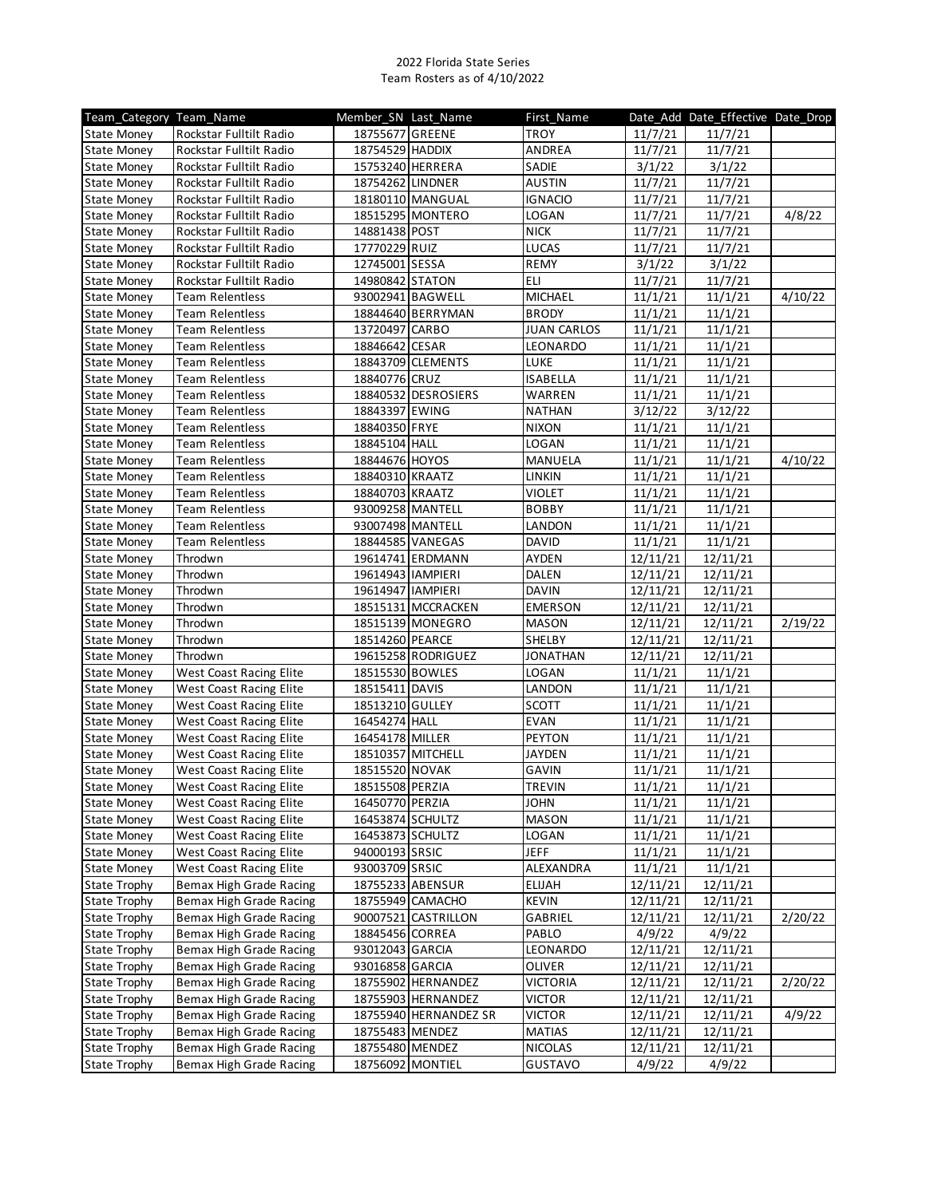2022 Florida State Series
Team Rosters as of 4/10/2022

| Team_Category | Team_Name | Member_SN | Last_Name | First_Name | Date_Add | Date_Effective | Date_Drop |
|---|---|---|---|---|---|---|---|
| State Money | Rockstar Fulltilt Radio | 18755677 | GREENE | TROY | 11/7/21 | 11/7/21 | |
| State Money | Rockstar Fulltilt Radio | 18754529 | HADDIX | ANDREA | 11/7/21 | 11/7/21 | |
| State Money | Rockstar Fulltilt Radio | 15753240 | HERRERA | SADIE | 3/1/22 | 3/1/22 | |
| State Money | Rockstar Fulltilt Radio | 18754262 | LINDNER | AUSTIN | 11/7/21 | 11/7/21 | |
| State Money | Rockstar Fulltilt Radio | 18180110 | MANGUAL | IGNACIO | 11/7/21 | 11/7/21 | |
| State Money | Rockstar Fulltilt Radio | 18515295 | MONTERO | LOGAN | 11/7/21 | 11/7/21 | 4/8/22 |
| State Money | Rockstar Fulltilt Radio | 14881438 | POST | NICK | 11/7/21 | 11/7/21 | |
| State Money | Rockstar Fulltilt Radio | 17770229 | RUIZ | LUCAS | 11/7/21 | 11/7/21 | |
| State Money | Rockstar Fulltilt Radio | 12745001 | SESSA | REMY | 3/1/22 | 3/1/22 | |
| State Money | Rockstar Fulltilt Radio | 14980842 | STATON | ELI | 11/7/21 | 11/7/21 | |
| State Money | Team Relentless | 93002941 | BAGWELL | MICHAEL | 11/1/21 | 11/1/21 | 4/10/22 |
| State Money | Team Relentless | 18844640 | BERRYMAN | BRODY | 11/1/21 | 11/1/21 | |
| State Money | Team Relentless | 13720497 | CARBO | JUAN CARLOS | 11/1/21 | 11/1/21 | |
| State Money | Team Relentless | 18846642 | CESAR | LEONARDO | 11/1/21 | 11/1/21 | |
| State Money | Team Relentless | 18843709 | CLEMENTS | LUKE | 11/1/21 | 11/1/21 | |
| State Money | Team Relentless | 18840776 | CRUZ | ISABELLA | 11/1/21 | 11/1/21 | |
| State Money | Team Relentless | 18840532 | DESROSIERS | WARREN | 11/1/21 | 11/1/21 | |
| State Money | Team Relentless | 18843397 | EWING | NATHAN | 3/12/22 | 3/12/22 | |
| State Money | Team Relentless | 18840350 | FRYE | NIXON | 11/1/21 | 11/1/21 | |
| State Money | Team Relentless | 18845104 | HALL | LOGAN | 11/1/21 | 11/1/21 | |
| State Money | Team Relentless | 18844676 | HOYOS | MANUELA | 11/1/21 | 11/1/21 | 4/10/22 |
| State Money | Team Relentless | 18840310 | KRAATZ | LINKIN | 11/1/21 | 11/1/21 | |
| State Money | Team Relentless | 18840703 | KRAATZ | VIOLET | 11/1/21 | 11/1/21 | |
| State Money | Team Relentless | 93009258 | MANTELL | BOBBY | 11/1/21 | 11/1/21 | |
| State Money | Team Relentless | 93007498 | MANTELL | LANDON | 11/1/21 | 11/1/21 | |
| State Money | Team Relentless | 18844585 | VANEGAS | DAVID | 11/1/21 | 11/1/21 | |
| State Money | Throdwn | 19614741 | ERDMANN | AYDEN | 12/11/21 | 12/11/21 | |
| State Money | Throdwn | 19614943 | IAMPIERI | DALEN | 12/11/21 | 12/11/21 | |
| State Money | Throdwn | 19614947 | IAMPIERI | DAVIN | 12/11/21 | 12/11/21 | |
| State Money | Throdwn | 18515131 | MCCRACKEN | EMERSON | 12/11/21 | 12/11/21 | |
| State Money | Throdwn | 18515139 | MONEGRO | MASON | 12/11/21 | 12/11/21 | 2/19/22 |
| State Money | Throdwn | 18514260 | PEARCE | SHELBY | 12/11/21 | 12/11/21 | |
| State Money | Throdwn | 19615258 | RODRIGUEZ | JONATHAN | 12/11/21 | 12/11/21 | |
| State Money | West Coast Racing Elite | 18515530 | BOWLES | LOGAN | 11/1/21 | 11/1/21 | |
| State Money | West Coast Racing Elite | 18515411 | DAVIS | LANDON | 11/1/21 | 11/1/21 | |
| State Money | West Coast Racing Elite | 18513210 | GULLEY | SCOTT | 11/1/21 | 11/1/21 | |
| State Money | West Coast Racing Elite | 16454274 | HALL | EVAN | 11/1/21 | 11/1/21 | |
| State Money | West Coast Racing Elite | 16454178 | MILLER | PEYTON | 11/1/21 | 11/1/21 | |
| State Money | West Coast Racing Elite | 18510357 | MITCHELL | JAYDEN | 11/1/21 | 11/1/21 | |
| State Money | West Coast Racing Elite | 18515520 | NOVAK | GAVIN | 11/1/21 | 11/1/21 | |
| State Money | West Coast Racing Elite | 18515508 | PERZIA | TREVIN | 11/1/21 | 11/1/21 | |
| State Money | West Coast Racing Elite | 16450770 | PERZIA | JOHN | 11/1/21 | 11/1/21 | |
| State Money | West Coast Racing Elite | 16453874 | SCHULTZ | MASON | 11/1/21 | 11/1/21 | |
| State Money | West Coast Racing Elite | 16453873 | SCHULTZ | LOGAN | 11/1/21 | 11/1/21 | |
| State Money | West Coast Racing Elite | 94000193 | SRSIC | JEFF | 11/1/21 | 11/1/21 | |
| State Money | West Coast Racing Elite | 93003709 | SRSIC | ALEXANDRA | 11/1/21 | 11/1/21 | |
| State Trophy | Bemax High Grade Racing | 18755233 | ABENSUR | ELIJAH | 12/11/21 | 12/11/21 | |
| State Trophy | Bemax High Grade Racing | 18755949 | CAMACHO | KEVIN | 12/11/21 | 12/11/21 | |
| State Trophy | Bemax High Grade Racing | 90007521 | CASTRILLON | GABRIEL | 12/11/21 | 12/11/21 | 2/20/22 |
| State Trophy | Bemax High Grade Racing | 18845456 | CORREA | PABLO | 4/9/22 | 4/9/22 | |
| State Trophy | Bemax High Grade Racing | 93012043 | GARCIA | LEONARDO | 12/11/21 | 12/11/21 | |
| State Trophy | Bemax High Grade Racing | 93016858 | GARCIA | OLIVER | 12/11/21 | 12/11/21 | |
| State Trophy | Bemax High Grade Racing | 18755902 | HERNANDEZ | VICTORIA | 12/11/21 | 12/11/21 | 2/20/22 |
| State Trophy | Bemax High Grade Racing | 18755903 | HERNANDEZ | VICTOR | 12/11/21 | 12/11/21 | |
| State Trophy | Bemax High Grade Racing | 18755940 | HERNANDEZ SR | VICTOR | 12/11/21 | 12/11/21 | 4/9/22 |
| State Trophy | Bemax High Grade Racing | 18755483 | MENDEZ | MATIAS | 12/11/21 | 12/11/21 | |
| State Trophy | Bemax High Grade Racing | 18755480 | MENDEZ | NICOLAS | 12/11/21 | 12/11/21 | |
| State Trophy | Bemax High Grade Racing | 18756092 | MONTIEL | GUSTAVO | 4/9/22 | 4/9/22 | |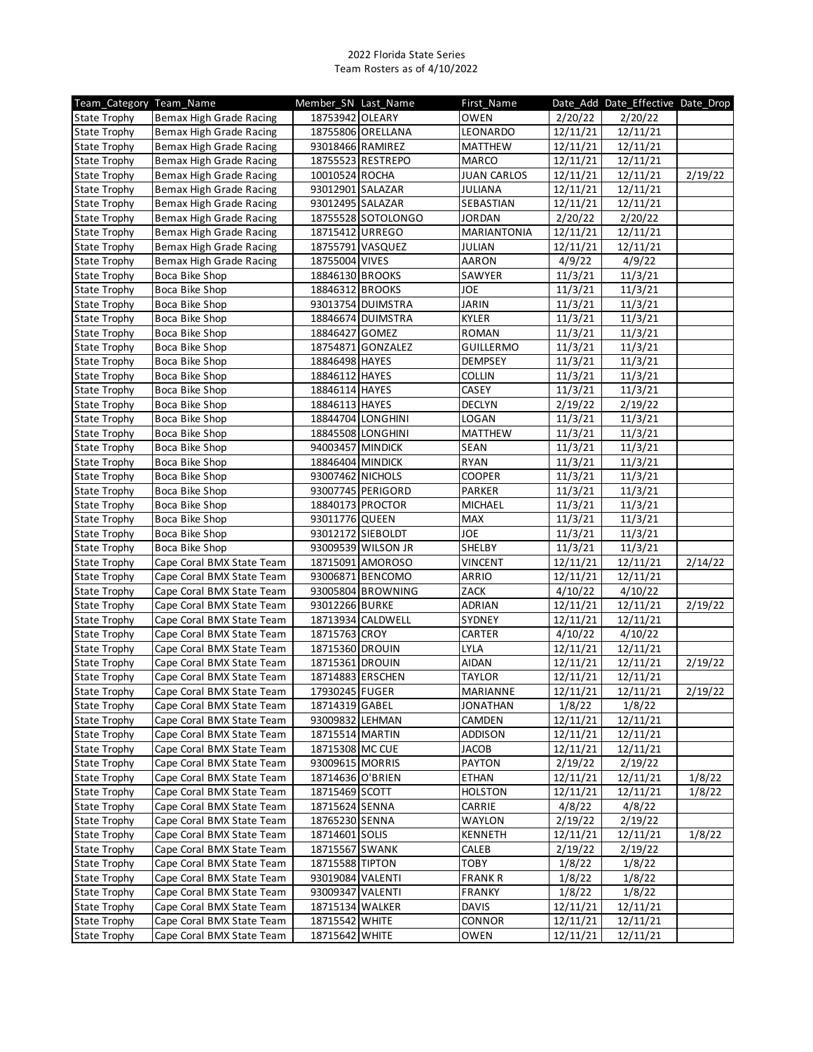2022 Florida State Series
Team Rosters as of 4/10/2022

| Team_Category | Team_Name | Member_SN | Last_Name | First_Name | Date_Add | Date_Effective | Date_Drop |
|---|---|---|---|---|---|---|---|
| State Trophy | Bemax High Grade Racing | 18753942 | OLEARY | OWEN | 2/20/22 | 2/20/22 | |
| State Trophy | Bemax High Grade Racing | 18755806 | ORELLANA | LEONARDO | 12/11/21 | 12/11/21 | |
| State Trophy | Bemax High Grade Racing | 93018466 | RAMIREZ | MATTHEW | 12/11/21 | 12/11/21 | |
| State Trophy | Bemax High Grade Racing | 18755523 | RESTREPO | MARCO | 12/11/21 | 12/11/21 | |
| State Trophy | Bemax High Grade Racing | 10010524 | ROCHA | JUAN CARLOS | 12/11/21 | 12/11/21 | 2/19/22 |
| State Trophy | Bemax High Grade Racing | 93012901 | SALAZAR | JULIANA | 12/11/21 | 12/11/21 | |
| State Trophy | Bemax High Grade Racing | 93012495 | SALAZAR | SEBASTIAN | 12/11/21 | 12/11/21 | |
| State Trophy | Bemax High Grade Racing | 18755528 | SOTOLONGO | JORDAN | 2/20/22 | 2/20/22 | |
| State Trophy | Bemax High Grade Racing | 18715412 | URREGO | MARIANTONIA | 12/11/21 | 12/11/21 | |
| State Trophy | Bemax High Grade Racing | 18755791 | VASQUEZ | JULIAN | 12/11/21 | 12/11/21 | |
| State Trophy | Bemax High Grade Racing | 18755004 | VIVES | AARON | 4/9/22 | 4/9/22 | |
| State Trophy | Boca Bike Shop | 18846130 | BROOKS | SAWYER | 11/3/21 | 11/3/21 | |
| State Trophy | Boca Bike Shop | 18846312 | BROOKS | JOE | 11/3/21 | 11/3/21 | |
| State Trophy | Boca Bike Shop | 93013754 | DUIMSTRA | JARIN | 11/3/21 | 11/3/21 | |
| State Trophy | Boca Bike Shop | 18846674 | DUIMSTRA | KYLER | 11/3/21 | 11/3/21 | |
| State Trophy | Boca Bike Shop | 18846427 | GOMEZ | ROMAN | 11/3/21 | 11/3/21 | |
| State Trophy | Boca Bike Shop | 18754871 | GONZALEZ | GUILLERMO | 11/3/21 | 11/3/21 | |
| State Trophy | Boca Bike Shop | 18846498 | HAYES | DEMPSEY | 11/3/21 | 11/3/21 | |
| State Trophy | Boca Bike Shop | 18846112 | HAYES | COLLIN | 11/3/21 | 11/3/21 | |
| State Trophy | Boca Bike Shop | 18846114 | HAYES | CASEY | 11/3/21 | 11/3/21 | |
| State Trophy | Boca Bike Shop | 18846113 | HAYES | DECLYN | 2/19/22 | 2/19/22 | |
| State Trophy | Boca Bike Shop | 18844704 | LONGHINI | LOGAN | 11/3/21 | 11/3/21 | |
| State Trophy | Boca Bike Shop | 18845508 | LONGHINI | MATTHEW | 11/3/21 | 11/3/21 | |
| State Trophy | Boca Bike Shop | 94003457 | MINDICK | SEAN | 11/3/21 | 11/3/21 | |
| State Trophy | Boca Bike Shop | 18846404 | MINDICK | RYAN | 11/3/21 | 11/3/21 | |
| State Trophy | Boca Bike Shop | 93007462 | NICHOLS | COOPER | 11/3/21 | 11/3/21 | |
| State Trophy | Boca Bike Shop | 93007745 | PERIGORD | PARKER | 11/3/21 | 11/3/21 | |
| State Trophy | Boca Bike Shop | 18840173 | PROCTOR | MICHAEL | 11/3/21 | 11/3/21 | |
| State Trophy | Boca Bike Shop | 93011776 | QUEEN | MAX | 11/3/21 | 11/3/21 | |
| State Trophy | Boca Bike Shop | 93012172 | SIEBOLDT | JOE | 11/3/21 | 11/3/21 | |
| State Trophy | Boca Bike Shop | 93009539 | WILSON JR | SHELBY | 11/3/21 | 11/3/21 | |
| State Trophy | Cape Coral BMX State Team | 18715091 | AMOROSO | VINCENT | 12/11/21 | 12/11/21 | 2/14/22 |
| State Trophy | Cape Coral BMX State Team | 93006871 | BENCOMO | ARRIO | 12/11/21 | 12/11/21 | |
| State Trophy | Cape Coral BMX State Team | 93005804 | BROWNING | ZACK | 4/10/22 | 4/10/22 | |
| State Trophy | Cape Coral BMX State Team | 93012266 | BURKE | ADRIAN | 12/11/21 | 12/11/21 | 2/19/22 |
| State Trophy | Cape Coral BMX State Team | 18713934 | CALDWELL | SYDNEY | 12/11/21 | 12/11/21 | |
| State Trophy | Cape Coral BMX State Team | 18715763 | CROY | CARTER | 4/10/22 | 4/10/22 | |
| State Trophy | Cape Coral BMX State Team | 18715360 | DROUIN | LYLA | 12/11/21 | 12/11/21 | |
| State Trophy | Cape Coral BMX State Team | 18715361 | DROUIN | AIDAN | 12/11/21 | 12/11/21 | 2/19/22 |
| State Trophy | Cape Coral BMX State Team | 18714883 | ERSCHEN | TAYLOR | 12/11/21 | 12/11/21 | |
| State Trophy | Cape Coral BMX State Team | 17930245 | FUGER | MARIANNE | 12/11/21 | 12/11/21 | 2/19/22 |
| State Trophy | Cape Coral BMX State Team | 18714319 | GABEL | JONATHAN | 1/8/22 | 1/8/22 | |
| State Trophy | Cape Coral BMX State Team | 93009832 | LEHMAN | CAMDEN | 12/11/21 | 12/11/21 | |
| State Trophy | Cape Coral BMX State Team | 18715514 | MARTIN | ADDISON | 12/11/21 | 12/11/21 | |
| State Trophy | Cape Coral BMX State Team | 18715308 | MC CUE | JACOB | 12/11/21 | 12/11/21 | |
| State Trophy | Cape Coral BMX State Team | 93009615 | MORRIS | PAYTON | 2/19/22 | 2/19/22 | |
| State Trophy | Cape Coral BMX State Team | 18714636 | O'BRIEN | ETHAN | 12/11/21 | 12/11/21 | 1/8/22 |
| State Trophy | Cape Coral BMX State Team | 18715469 | SCOTT | HOLSTON | 12/11/21 | 12/11/21 | 1/8/22 |
| State Trophy | Cape Coral BMX State Team | 18715624 | SENNA | CARRIE | 4/8/22 | 4/8/22 | |
| State Trophy | Cape Coral BMX State Team | 18765230 | SENNA | WAYLON | 2/19/22 | 2/19/22 | |
| State Trophy | Cape Coral BMX State Team | 18714601 | SOLIS | KENNETH | 12/11/21 | 12/11/21 | 1/8/22 |
| State Trophy | Cape Coral BMX State Team | 18715567 | SWANK | CALEB | 2/19/22 | 2/19/22 | |
| State Trophy | Cape Coral BMX State Team | 18715588 | TIPTON | TOBY | 1/8/22 | 1/8/22 | |
| State Trophy | Cape Coral BMX State Team | 93019084 | VALENTI | FRANK R | 1/8/22 | 1/8/22 | |
| State Trophy | Cape Coral BMX State Team | 93009347 | VALENTI | FRANKY | 1/8/22 | 1/8/22 | |
| State Trophy | Cape Coral BMX State Team | 18715134 | WALKER | DAVIS | 12/11/21 | 12/11/21 | |
| State Trophy | Cape Coral BMX State Team | 18715542 | WHITE | CONNOR | 12/11/21 | 12/11/21 | |
| State Trophy | Cape Coral BMX State Team | 18715642 | WHITE | OWEN | 12/11/21 | 12/11/21 | |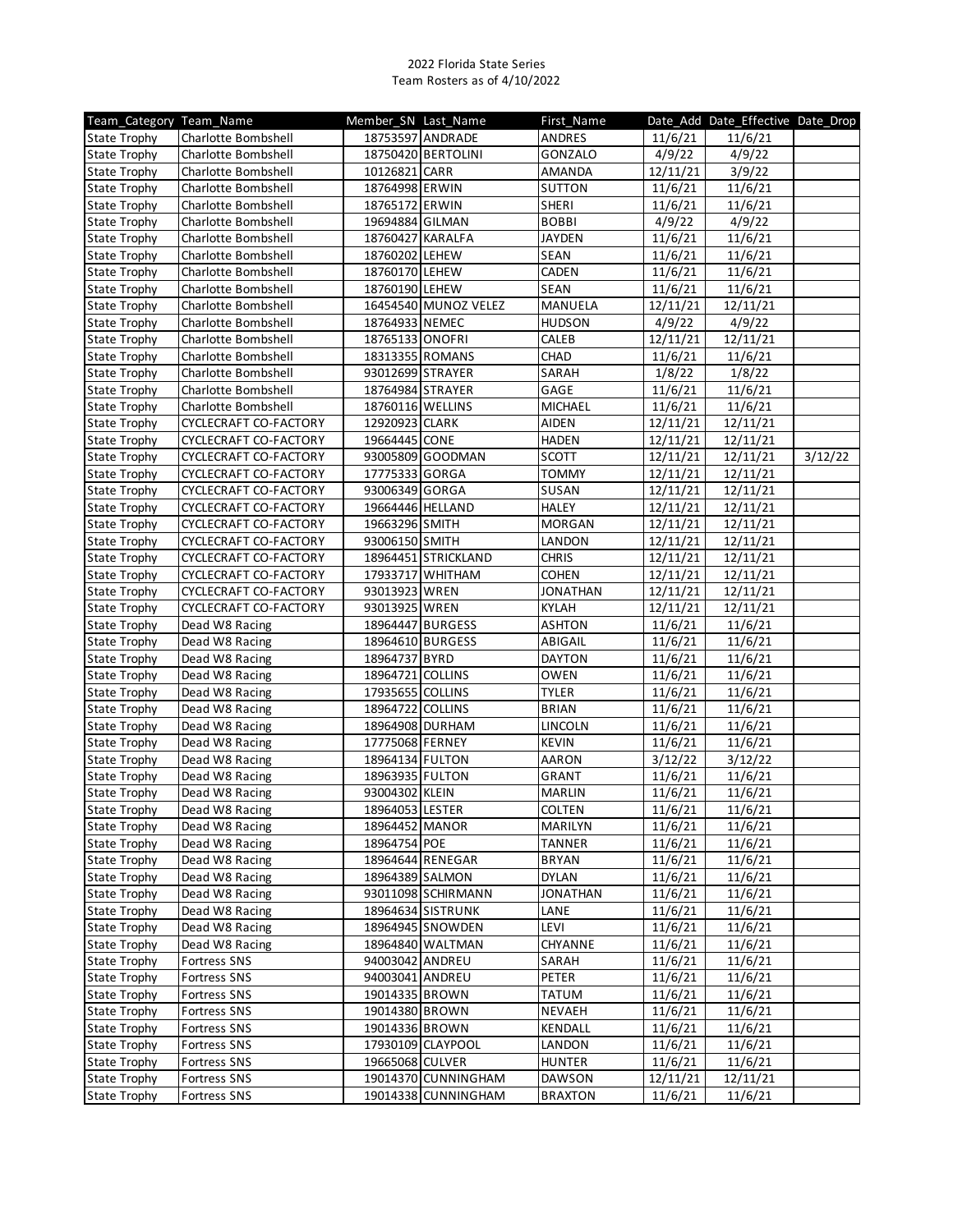2022 Florida State Series
Team Rosters as of 4/10/2022

| Team_Category | Team_Name | Member_SN | Last_Name | First_Name | Date_Add | Date_Effective | Date_Drop |
|---|---|---|---|---|---|---|---|
| State Trophy | Charlotte Bombshell | 18753597 | ANDRADE | ANDRES | 11/6/21 | 11/6/21 | |
| State Trophy | Charlotte Bombshell | 18750420 | BERTOLINI | GONZALO | 4/9/22 | 4/9/22 | |
| State Trophy | Charlotte Bombshell | 10126821 | CARR | AMANDA | 12/11/21 | 3/9/22 | |
| State Trophy | Charlotte Bombshell | 18764998 | ERWIN | SUTTON | 11/6/21 | 11/6/21 | |
| State Trophy | Charlotte Bombshell | 18765172 | ERWIN | SHERI | 11/6/21 | 11/6/21 | |
| State Trophy | Charlotte Bombshell | 19694884 | GILMAN | BOBBI | 4/9/22 | 4/9/22 | |
| State Trophy | Charlotte Bombshell | 18760427 | KARALFA | JAYDEN | 11/6/21 | 11/6/21 | |
| State Trophy | Charlotte Bombshell | 18760202 | LEHEW | SEAN | 11/6/21 | 11/6/21 | |
| State Trophy | Charlotte Bombshell | 18760170 | LEHEW | CADEN | 11/6/21 | 11/6/21 | |
| State Trophy | Charlotte Bombshell | 18760190 | LEHEW | SEAN | 11/6/21 | 11/6/21 | |
| State Trophy | Charlotte Bombshell | 16454540 | MUNOZ VELEZ | MANUELA | 12/11/21 | 12/11/21 | |
| State Trophy | Charlotte Bombshell | 18764933 | NEMEC | HUDSON | 4/9/22 | 4/9/22 | |
| State Trophy | Charlotte Bombshell | 18765133 | ONOFRI | CALEB | 12/11/21 | 12/11/21 | |
| State Trophy | Charlotte Bombshell | 18313355 | ROMANS | CHAD | 11/6/21 | 11/6/21 | |
| State Trophy | Charlotte Bombshell | 93012699 | STRAYER | SARAH | 1/8/22 | 1/8/22 | |
| State Trophy | Charlotte Bombshell | 18764984 | STRAYER | GAGE | 11/6/21 | 11/6/21 | |
| State Trophy | Charlotte Bombshell | 18760116 | WELLINS | MICHAEL | 11/6/21 | 11/6/21 | |
| State Trophy | CYCLECRAFT CO-FACTORY | 12920923 | CLARK | AIDEN | 12/11/21 | 12/11/21 | |
| State Trophy | CYCLECRAFT CO-FACTORY | 19664445 | CONE | HADEN | 12/11/21 | 12/11/21 | |
| State Trophy | CYCLECRAFT CO-FACTORY | 93005809 | GOODMAN | SCOTT | 12/11/21 | 12/11/21 | 3/12/22 |
| State Trophy | CYCLECRAFT CO-FACTORY | 17775333 | GORGA | TOMMY | 12/11/21 | 12/11/21 | |
| State Trophy | CYCLECRAFT CO-FACTORY | 93006349 | GORGA | SUSAN | 12/11/21 | 12/11/21 | |
| State Trophy | CYCLECRAFT CO-FACTORY | 19664446 | HELLAND | HALEY | 12/11/21 | 12/11/21 | |
| State Trophy | CYCLECRAFT CO-FACTORY | 19663296 | SMITH | MORGAN | 12/11/21 | 12/11/21 | |
| State Trophy | CYCLECRAFT CO-FACTORY | 93006150 | SMITH | LANDON | 12/11/21 | 12/11/21 | |
| State Trophy | CYCLECRAFT CO-FACTORY | 18964451 | STRICKLAND | CHRIS | 12/11/21 | 12/11/21 | |
| State Trophy | CYCLECRAFT CO-FACTORY | 17933717 | WHITHAM | COHEN | 12/11/21 | 12/11/21 | |
| State Trophy | CYCLECRAFT CO-FACTORY | 93013923 | WREN | JONATHAN | 12/11/21 | 12/11/21 | |
| State Trophy | CYCLECRAFT CO-FACTORY | 93013925 | WREN | KYLAH | 12/11/21 | 12/11/21 | |
| State Trophy | Dead W8 Racing | 18964447 | BURGESS | ASHTON | 11/6/21 | 11/6/21 | |
| State Trophy | Dead W8 Racing | 18964610 | BURGESS | ABIGAIL | 11/6/21 | 11/6/21 | |
| State Trophy | Dead W8 Racing | 18964737 | BYRD | DAYTON | 11/6/21 | 11/6/21 | |
| State Trophy | Dead W8 Racing | 18964721 | COLLINS | OWEN | 11/6/21 | 11/6/21 | |
| State Trophy | Dead W8 Racing | 17935655 | COLLINS | TYLER | 11/6/21 | 11/6/21 | |
| State Trophy | Dead W8 Racing | 18964722 | COLLINS | BRIAN | 11/6/21 | 11/6/21 | |
| State Trophy | Dead W8 Racing | 18964908 | DURHAM | LINCOLN | 11/6/21 | 11/6/21 | |
| State Trophy | Dead W8 Racing | 17775068 | FERNEY | KEVIN | 11/6/21 | 11/6/21 | |
| State Trophy | Dead W8 Racing | 18964134 | FULTON | AARON | 3/12/22 | 3/12/22 | |
| State Trophy | Dead W8 Racing | 18963935 | FULTON | GRANT | 11/6/21 | 11/6/21 | |
| State Trophy | Dead W8 Racing | 93004302 | KLEIN | MARLIN | 11/6/21 | 11/6/21 | |
| State Trophy | Dead W8 Racing | 18964053 | LESTER | COLTEN | 11/6/21 | 11/6/21 | |
| State Trophy | Dead W8 Racing | 18964452 | MANOR | MARILYN | 11/6/21 | 11/6/21 | |
| State Trophy | Dead W8 Racing | 18964754 | POE | TANNER | 11/6/21 | 11/6/21 | |
| State Trophy | Dead W8 Racing | 18964644 | RENEGAR | BRYAN | 11/6/21 | 11/6/21 | |
| State Trophy | Dead W8 Racing | 18964389 | SALMON | DYLAN | 11/6/21 | 11/6/21 | |
| State Trophy | Dead W8 Racing | 93011098 | SCHIRMANN | JONATHAN | 11/6/21 | 11/6/21 | |
| State Trophy | Dead W8 Racing | 18964634 | SISTRUNK | LANE | 11/6/21 | 11/6/21 | |
| State Trophy | Dead W8 Racing | 18964945 | SNOWDEN | LEVI | 11/6/21 | 11/6/21 | |
| State Trophy | Dead W8 Racing | 18964840 | WALTMAN | CHYANNE | 11/6/21 | 11/6/21 | |
| State Trophy | Fortress SNS | 94003042 | ANDREU | SARAH | 11/6/21 | 11/6/21 | |
| State Trophy | Fortress SNS | 94003041 | ANDREU | PETER | 11/6/21 | 11/6/21 | |
| State Trophy | Fortress SNS | 19014335 | BROWN | TATUM | 11/6/21 | 11/6/21 | |
| State Trophy | Fortress SNS | 19014380 | BROWN | NEVAEH | 11/6/21 | 11/6/21 | |
| State Trophy | Fortress SNS | 19014336 | BROWN | KENDALL | 11/6/21 | 11/6/21 | |
| State Trophy | Fortress SNS | 17930109 | CLAYPOOL | LANDON | 11/6/21 | 11/6/21 | |
| State Trophy | Fortress SNS | 19665068 | CULVER | HUNTER | 11/6/21 | 11/6/21 | |
| State Trophy | Fortress SNS | 19014370 | CUNNINGHAM | DAWSON | 12/11/21 | 12/11/21 | |
| State Trophy | Fortress SNS | 19014338 | CUNNINGHAM | BRAXTON | 11/6/21 | 11/6/21 | |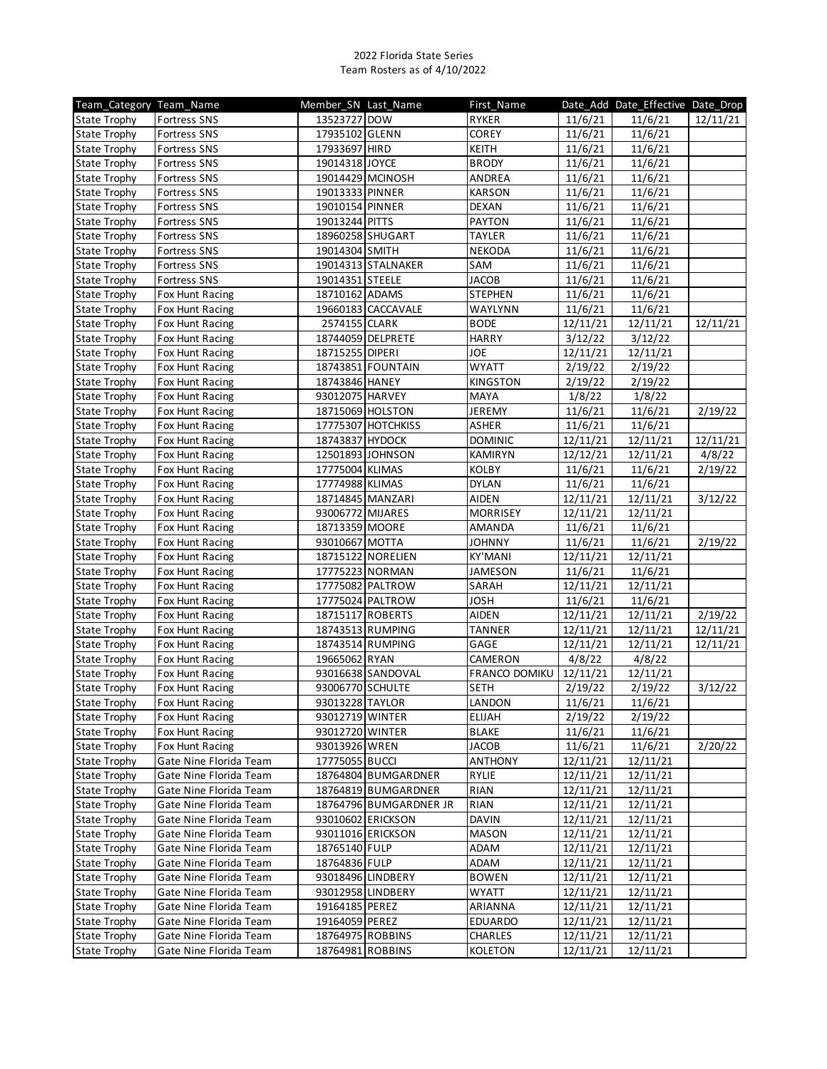2022 Florida State Series
Team Rosters as of 4/10/2022

| Team_Category | Team_Name | Member_SN | Last_Name | First_Name | Date_Add | Date_Effective | Date_Drop |
|---|---|---|---|---|---|---|---|
| State Trophy | Fortress SNS | 13523727 | DOW | RYKER | 11/6/21 | 11/6/21 | 12/11/21 |
| State Trophy | Fortress SNS | 17935102 | GLENN | COREY | 11/6/21 | 11/6/21 | |
| State Trophy | Fortress SNS | 17933697 | HIRD | KEITH | 11/6/21 | 11/6/21 | |
| State Trophy | Fortress SNS | 19014318 | JOYCE | BRODY | 11/6/21 | 11/6/21 | |
| State Trophy | Fortress SNS | 19014429 | MCINOSH | ANDREA | 11/6/21 | 11/6/21 | |
| State Trophy | Fortress SNS | 19013333 | PINNER | KARSON | 11/6/21 | 11/6/21 | |
| State Trophy | Fortress SNS | 19010154 | PINNER | DEXAN | 11/6/21 | 11/6/21 | |
| State Trophy | Fortress SNS | 19013244 | PITTS | PAYTON | 11/6/21 | 11/6/21 | |
| State Trophy | Fortress SNS | 18960258 | SHUGART | TAYLER | 11/6/21 | 11/6/21 | |
| State Trophy | Fortress SNS | 19014304 | SMITH | NEKODA | 11/6/21 | 11/6/21 | |
| State Trophy | Fortress SNS | 19014313 | STALNAKER | SAM | 11/6/21 | 11/6/21 | |
| State Trophy | Fortress SNS | 19014351 | STEELE | JACOB | 11/6/21 | 11/6/21 | |
| State Trophy | Fox Hunt Racing | 18710162 | ADAMS | STEPHEN | 11/6/21 | 11/6/21 | |
| State Trophy | Fox Hunt Racing | 19660183 | CACCAVALE | WAYLYNN | 11/6/21 | 11/6/21 | |
| State Trophy | Fox Hunt Racing | 2574155 | CLARK | BODE | 12/11/21 | 12/11/21 | 12/11/21 |
| State Trophy | Fox Hunt Racing | 18744059 | DELPRETE | HARRY | 3/12/22 | 3/12/22 | |
| State Trophy | Fox Hunt Racing | 18715255 | DIPERI | JOE | 12/11/21 | 12/11/21 | |
| State Trophy | Fox Hunt Racing | 18743851 | FOUNTAIN | WYATT | 2/19/22 | 2/19/22 | |
| State Trophy | Fox Hunt Racing | 18743846 | HANEY | KINGSTON | 2/19/22 | 2/19/22 | |
| State Trophy | Fox Hunt Racing | 93012075 | HARVEY | MAYA | 1/8/22 | 1/8/22 | |
| State Trophy | Fox Hunt Racing | 18715069 | HOLSTON | JEREMY | 11/6/21 | 11/6/21 | 2/19/22 |
| State Trophy | Fox Hunt Racing | 17775307 | HOTCHKISS | ASHER | 11/6/21 | 11/6/21 | |
| State Trophy | Fox Hunt Racing | 18743837 | HYDOCK | DOMINIC | 12/11/21 | 12/11/21 | 12/11/21 |
| State Trophy | Fox Hunt Racing | 12501893 | JOHNSON | KAMIRYN | 12/12/21 | 12/11/21 | 4/8/22 |
| State Trophy | Fox Hunt Racing | 17775004 | KLIMAS | KOLBY | 11/6/21 | 11/6/21 | 2/19/22 |
| State Trophy | Fox Hunt Racing | 17774988 | KLIMAS | DYLAN | 11/6/21 | 11/6/21 | |
| State Trophy | Fox Hunt Racing | 18714845 | MANZARI | AIDEN | 12/11/21 | 12/11/21 | 3/12/22 |
| State Trophy | Fox Hunt Racing | 93006772 | MIJARES | MORRISEY | 12/11/21 | 12/11/21 | |
| State Trophy | Fox Hunt Racing | 18713359 | MOORE | AMANDA | 11/6/21 | 11/6/21 | |
| State Trophy | Fox Hunt Racing | 93010667 | MOTTA | JOHNNY | 11/6/21 | 11/6/21 | 2/19/22 |
| State Trophy | Fox Hunt Racing | 18715122 | NORELIEN | KY'MANI | 12/11/21 | 12/11/21 | |
| State Trophy | Fox Hunt Racing | 17775223 | NORMAN | JAMESON | 11/6/21 | 11/6/21 | |
| State Trophy | Fox Hunt Racing | 17775082 | PALTROW | SARAH | 12/11/21 | 12/11/21 | |
| State Trophy | Fox Hunt Racing | 17775024 | PALTROW | JOSH | 11/6/21 | 11/6/21 | |
| State Trophy | Fox Hunt Racing | 18715117 | ROBERTS | AIDEN | 12/11/21 | 12/11/21 | 2/19/22 |
| State Trophy | Fox Hunt Racing | 18743513 | RUMPING | TANNER | 12/11/21 | 12/11/21 | 12/11/21 |
| State Trophy | Fox Hunt Racing | 18743514 | RUMPING | GAGE | 12/11/21 | 12/11/21 | 12/11/21 |
| State Trophy | Fox Hunt Racing | 19665062 | RYAN | CAMERON | 4/8/22 | 4/8/22 | |
| State Trophy | Fox Hunt Racing | 93016638 | SANDOVAL | FRANCO DOMIKU | 12/11/21 | 12/11/21 | |
| State Trophy | Fox Hunt Racing | 93006770 | SCHULTE | SETH | 2/19/22 | 2/19/22 | 3/12/22 |
| State Trophy | Fox Hunt Racing | 93013228 | TAYLOR | LANDON | 11/6/21 | 11/6/21 | |
| State Trophy | Fox Hunt Racing | 93012719 | WINTER | ELIJAH | 2/19/22 | 2/19/22 | |
| State Trophy | Fox Hunt Racing | 93012720 | WINTER | BLAKE | 11/6/21 | 11/6/21 | |
| State Trophy | Fox Hunt Racing | 93013926 | WREN | JACOB | 11/6/21 | 11/6/21 | 2/20/22 |
| State Trophy | Gate Nine Florida Team | 17775055 | BUCCI | ANTHONY | 12/11/21 | 12/11/21 | |
| State Trophy | Gate Nine Florida Team | 18764804 | BUMGARDNER | RYLIE | 12/11/21 | 12/11/21 | |
| State Trophy | Gate Nine Florida Team | 18764819 | BUMGARDNER | RIAN | 12/11/21 | 12/11/21 | |
| State Trophy | Gate Nine Florida Team | 18764796 | BUMGARDNER JR | RIAN | 12/11/21 | 12/11/21 | |
| State Trophy | Gate Nine Florida Team | 93010602 | ERICKSON | DAVIN | 12/11/21 | 12/11/21 | |
| State Trophy | Gate Nine Florida Team | 93011016 | ERICKSON | MASON | 12/11/21 | 12/11/21 | |
| State Trophy | Gate Nine Florida Team | 18765140 | FULP | ADAM | 12/11/21 | 12/11/21 | |
| State Trophy | Gate Nine Florida Team | 18764836 | FULP | ADAM | 12/11/21 | 12/11/21 | |
| State Trophy | Gate Nine Florida Team | 93018496 | LINDBERY | BOWEN | 12/11/21 | 12/11/21 | |
| State Trophy | Gate Nine Florida Team | 93012958 | LINDBERY | WYATT | 12/11/21 | 12/11/21 | |
| State Trophy | Gate Nine Florida Team | 19164185 | PEREZ | ARIANNA | 12/11/21 | 12/11/21 | |
| State Trophy | Gate Nine Florida Team | 19164059 | PEREZ | EDUARDO | 12/11/21 | 12/11/21 | |
| State Trophy | Gate Nine Florida Team | 18764975 | ROBBINS | CHARLES | 12/11/21 | 12/11/21 | |
| State Trophy | Gate Nine Florida Team | 18764981 | ROBBINS | KOLETON | 12/11/21 | 12/11/21 | |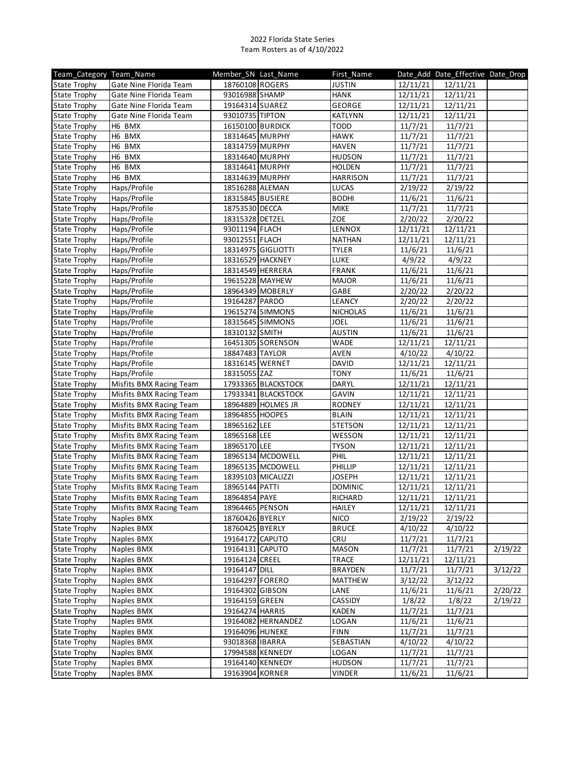2022 Florida State Series
Team Rosters as of 4/10/2022

| Team_Category | Team_Name | Member_SN | Last_Name | First_Name | Date_Add | Date_Effective | Date_Drop |
|---|---|---|---|---|---|---|---|
| State Trophy | Gate Nine Florida Team | 18760108 | ROGERS | JUSTIN | 12/11/21 | 12/11/21 | |
| State Trophy | Gate Nine Florida Team | 93016988 | SHAMP | HANK | 12/11/21 | 12/11/21 | |
| State Trophy | Gate Nine Florida Team | 19164314 | SUAREZ | GEORGE | 12/11/21 | 12/11/21 | |
| State Trophy | Gate Nine Florida Team | 93010735 | TIPTON | KATLYNN | 12/11/21 | 12/11/21 | |
| State Trophy | H6 BMX | 16150100 | BURDICK | TODD | 11/7/21 | 11/7/21 | |
| State Trophy | H6 BMX | 18314645 | MURPHY | HAWK | 11/7/21 | 11/7/21 | |
| State Trophy | H6 BMX | 18314759 | MURPHY | HAVEN | 11/7/21 | 11/7/21 | |
| State Trophy | H6 BMX | 18314640 | MURPHY | HUDSON | 11/7/21 | 11/7/21 | |
| State Trophy | H6 BMX | 18314641 | MURPHY | HOLDEN | 11/7/21 | 11/7/21 | |
| State Trophy | H6 BMX | 18314639 | MURPHY | HARRISON | 11/7/21 | 11/7/21 | |
| State Trophy | Haps/Profile | 18516288 | ALEMAN | LUCAS | 2/19/22 | 2/19/22 | |
| State Trophy | Haps/Profile | 18315845 | BUSIERE | BODHI | 11/6/21 | 11/6/21 | |
| State Trophy | Haps/Profile | 18753530 | DECCA | MIKE | 11/7/21 | 11/7/21 | |
| State Trophy | Haps/Profile | 18315328 | DETZEL | ZOE | 2/20/22 | 2/20/22 | |
| State Trophy | Haps/Profile | 93011194 | FLACH | LENNOX | 12/11/21 | 12/11/21 | |
| State Trophy | Haps/Profile | 93012551 | FLACH | NATHAN | 12/11/21 | 12/11/21 | |
| State Trophy | Haps/Profile | 18314975 | GIGLIOTTI | TYLER | 11/6/21 | 11/6/21 | |
| State Trophy | Haps/Profile | 18316529 | HACKNEY | LUKE | 4/9/22 | 4/9/22 | |
| State Trophy | Haps/Profile | 18314549 | HERRERA | FRANK | 11/6/21 | 11/6/21 | |
| State Trophy | Haps/Profile | 19615228 | MAYHEW | MAJOR | 11/6/21 | 11/6/21 | |
| State Trophy | Haps/Profile | 18964349 | MOBERLY | GABE | 2/20/22 | 2/20/22 | |
| State Trophy | Haps/Profile | 19164287 | PARDO | LEANCY | 2/20/22 | 2/20/22 | |
| State Trophy | Haps/Profile | 19615274 | SIMMONS | NICHOLAS | 11/6/21 | 11/6/21 | |
| State Trophy | Haps/Profile | 18315645 | SIMMONS | JOEL | 11/6/21 | 11/6/21 | |
| State Trophy | Haps/Profile | 18310132 | SMITH | AUSTIN | 11/6/21 | 11/6/21 | |
| State Trophy | Haps/Profile | 16451305 | SORENSON | WADE | 12/11/21 | 12/11/21 | |
| State Trophy | Haps/Profile | 18847483 | TAYLOR | AVEN | 4/10/22 | 4/10/22 | |
| State Trophy | Haps/Profile | 18316145 | WERNET | DAVID | 12/11/21 | 12/11/21 | |
| State Trophy | Haps/Profile | 18315055 | ZAZ | TONY | 11/6/21 | 11/6/21 | |
| State Trophy | Misfits BMX Racing Team | 17933365 | BLACKSTOCK | DARYL | 12/11/21 | 12/11/21 | |
| State Trophy | Misfits BMX Racing Team | 17933341 | BLACKSTOCK | GAVIN | 12/11/21 | 12/11/21 | |
| State Trophy | Misfits BMX Racing Team | 18964889 | HOLMES JR | RODNEY | 12/11/21 | 12/11/21 | |
| State Trophy | Misfits BMX Racing Team | 18964855 | HOOPES | BLAIN | 12/11/21 | 12/11/21 | |
| State Trophy | Misfits BMX Racing Team | 18965162 | LEE | STETSON | 12/11/21 | 12/11/21 | |
| State Trophy | Misfits BMX Racing Team | 18965168 | LEE | WESSON | 12/11/21 | 12/11/21 | |
| State Trophy | Misfits BMX Racing Team | 18965170 | LEE | TYSON | 12/11/21 | 12/11/21 | |
| State Trophy | Misfits BMX Racing Team | 18965134 | MCDOWELL | PHIL | 12/11/21 | 12/11/21 | |
| State Trophy | Misfits BMX Racing Team | 18965135 | MCDOWELL | PHILLIP | 12/11/21 | 12/11/21 | |
| State Trophy | Misfits BMX Racing Team | 18395103 | MICALIZZI | JOSEPH | 12/11/21 | 12/11/21 | |
| State Trophy | Misfits BMX Racing Team | 18965144 | PATTI | DOMINIC | 12/11/21 | 12/11/21 | |
| State Trophy | Misfits BMX Racing Team | 18964854 | PAYE | RICHARD | 12/11/21 | 12/11/21 | |
| State Trophy | Misfits BMX Racing Team | 18964465 | PENSON | HAILEY | 12/11/21 | 12/11/21 | |
| State Trophy | Naples BMX | 18760426 | BYERLY | NICO | 2/19/22 | 2/19/22 | |
| State Trophy | Naples BMX | 18760425 | BYERLY | BRUCE | 4/10/22 | 4/10/22 | |
| State Trophy | Naples BMX | 19164172 | CAPUTO | CRU | 11/7/21 | 11/7/21 | |
| State Trophy | Naples BMX | 19164131 | CAPUTO | MASON | 11/7/21 | 11/7/21 | 2/19/22 |
| State Trophy | Naples BMX | 19164124 | CREEL | TRACE | 12/11/21 | 12/11/21 | |
| State Trophy | Naples BMX | 19164147 | DILL | BRAYDEN | 11/7/21 | 11/7/21 | 3/12/22 |
| State Trophy | Naples BMX | 19164297 | FORERO | MATTHEW | 3/12/22 | 3/12/22 | |
| State Trophy | Naples BMX | 19164302 | GIBSON | LANE | 11/6/21 | 11/6/21 | 2/20/22 |
| State Trophy | Naples BMX | 19164159 | GREEN | CASSIDY | 1/8/22 | 1/8/22 | 2/19/22 |
| State Trophy | Naples BMX | 19164274 | HARRIS | KADEN | 11/7/21 | 11/7/21 | |
| State Trophy | Naples BMX | 19164082 | HERNANDEZ | LOGAN | 11/6/21 | 11/6/21 | |
| State Trophy | Naples BMX | 19164096 | HUNEKE | FINN | 11/7/21 | 11/7/21 | |
| State Trophy | Naples BMX | 93018368 | IBARRA | SEBASTIAN | 4/10/22 | 4/10/22 | |
| State Trophy | Naples BMX | 17994588 | KENNEDY | LOGAN | 11/7/21 | 11/7/21 | |
| State Trophy | Naples BMX | 19164140 | KENNEDY | HUDSON | 11/7/21 | 11/7/21 | |
| State Trophy | Naples BMX | 19163904 | KORNER | VINDER | 11/6/21 | 11/6/21 | |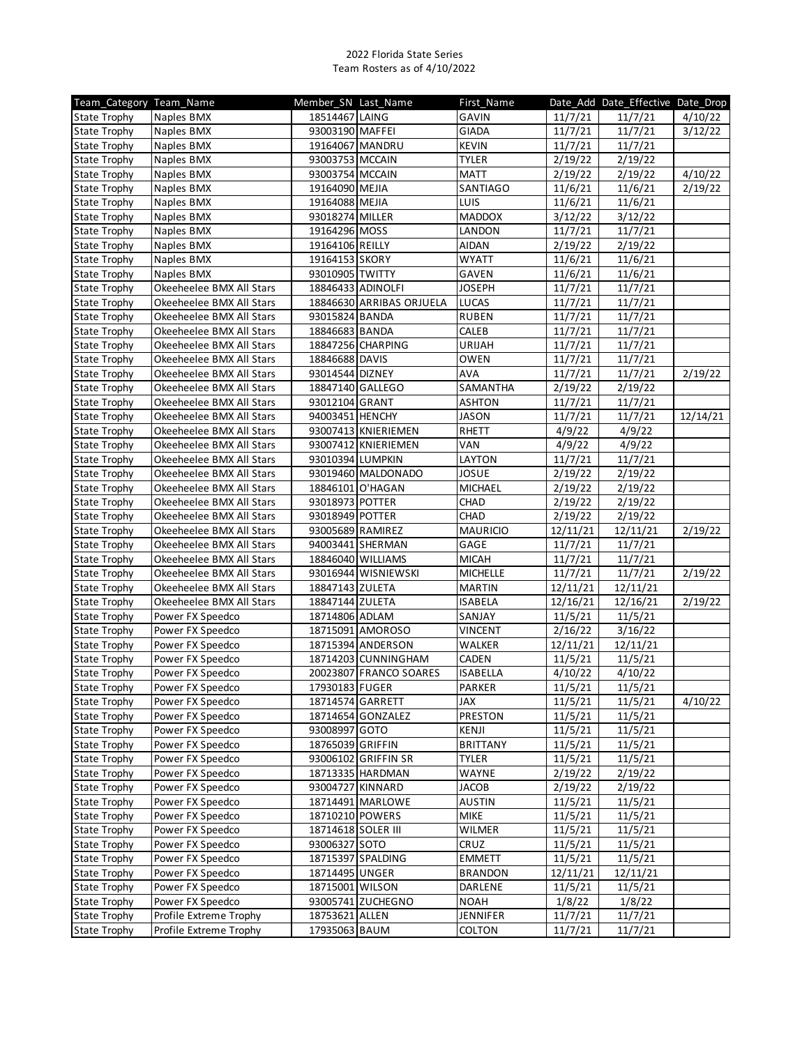2022 Florida State Series
Team Rosters as of 4/10/2022

| Team_Category | Team_Name | Member_SN | Last_Name | First_Name | Date_Add | Date_Effective | Date_Drop |
|---|---|---|---|---|---|---|---|
| State Trophy | Naples BMX | 18514467 | LAING | GAVIN | 11/7/21 | 11/7/21 | 4/10/22 |
| State Trophy | Naples BMX | 93003190 | MAFFEI | GIADA | 11/7/21 | 11/7/21 | 3/12/22 |
| State Trophy | Naples BMX | 19164067 | MANDRU | KEVIN | 11/7/21 | 11/7/21 | |
| State Trophy | Naples BMX | 93003753 | MCCAIN | TYLER | 2/19/22 | 2/19/22 | |
| State Trophy | Naples BMX | 93003754 | MCCAIN | MATT | 2/19/22 | 2/19/22 | 4/10/22 |
| State Trophy | Naples BMX | 19164090 | MEJIA | SANTIAGO | 11/6/21 | 11/6/21 | 2/19/22 |
| State Trophy | Naples BMX | 19164088 | MEJIA | LUIS | 11/6/21 | 11/6/21 | |
| State Trophy | Naples BMX | 93018274 | MILLER | MADDOX | 3/12/22 | 3/12/22 | |
| State Trophy | Naples BMX | 19164296 | MOSS | LANDON | 11/7/21 | 11/7/21 | |
| State Trophy | Naples BMX | 19164106 | REILLY | AIDAN | 2/19/22 | 2/19/22 | |
| State Trophy | Naples BMX | 19164153 | SKORY | WYATT | 11/6/21 | 11/6/21 | |
| State Trophy | Naples BMX | 93010905 | TWITTY | GAVEN | 11/6/21 | 11/6/21 | |
| State Trophy | Okeeheelee BMX All Stars | 18846433 | ADINOLFI | JOSEPH | 11/7/21 | 11/7/21 | |
| State Trophy | Okeeheelee BMX All Stars | 18846630 | ARRIBAS ORJUELA | LUCAS | 11/7/21 | 11/7/21 | |
| State Trophy | Okeeheelee BMX All Stars | 93015824 | BANDA | RUBEN | 11/7/21 | 11/7/21 | |
| State Trophy | Okeeheelee BMX All Stars | 18846683 | BANDA | CALEB | 11/7/21 | 11/7/21 | |
| State Trophy | Okeeheelee BMX All Stars | 18847256 | CHARPING | URIJAH | 11/7/21 | 11/7/21 | |
| State Trophy | Okeeheelee BMX All Stars | 18846688 | DAVIS | OWEN | 11/7/21 | 11/7/21 | |
| State Trophy | Okeeheelee BMX All Stars | 93014544 | DIZNEY | AVA | 11/7/21 | 11/7/21 | 2/19/22 |
| State Trophy | Okeeheelee BMX All Stars | 18847140 | GALLEGO | SAMANTHA | 2/19/22 | 2/19/22 | |
| State Trophy | Okeeheelee BMX All Stars | 93012104 | GRANT | ASHTON | 11/7/21 | 11/7/21 | |
| State Trophy | Okeeheelee BMX All Stars | 94003451 | HENCHY | JASON | 11/7/21 | 11/7/21 | 12/14/21 |
| State Trophy | Okeeheelee BMX All Stars | 93007413 | KNIERIEMEN | RHETT | 4/9/22 | 4/9/22 | |
| State Trophy | Okeeheelee BMX All Stars | 93007412 | KNIERIEMEN | VAN | 4/9/22 | 4/9/22 | |
| State Trophy | Okeeheelee BMX All Stars | 93010394 | LUMPKIN | LAYTON | 11/7/21 | 11/7/21 | |
| State Trophy | Okeeheelee BMX All Stars | 93019460 | MALDONADO | JOSUE | 2/19/22 | 2/19/22 | |
| State Trophy | Okeeheelee BMX All Stars | 18846101 | O'HAGAN | MICHAEL | 2/19/22 | 2/19/22 | |
| State Trophy | Okeeheelee BMX All Stars | 93018973 | POTTER | CHAD | 2/19/22 | 2/19/22 | |
| State Trophy | Okeeheelee BMX All Stars | 93018949 | POTTER | CHAD | 2/19/22 | 2/19/22 | |
| State Trophy | Okeeheelee BMX All Stars | 93005689 | RAMIREZ | MAURICIO | 12/11/21 | 12/11/21 | 2/19/22 |
| State Trophy | Okeeheelee BMX All Stars | 94003441 | SHERMAN | GAGE | 11/7/21 | 11/7/21 | |
| State Trophy | Okeeheelee BMX All Stars | 18846040 | WILLIAMS | MICAH | 11/7/21 | 11/7/21 | |
| State Trophy | Okeeheelee BMX All Stars | 93016944 | WISNIEWSKI | MICHELLE | 11/7/21 | 11/7/21 | 2/19/22 |
| State Trophy | Okeeheelee BMX All Stars | 18847143 | ZULETA | MARTIN | 12/11/21 | 12/11/21 | |
| State Trophy | Okeeheelee BMX All Stars | 18847144 | ZULETA | ISABELA | 12/16/21 | 12/16/21 | 2/19/22 |
| State Trophy | Power FX Speedco | 18714806 | ADLAM | SANJAY | 11/5/21 | 11/5/21 | |
| State Trophy | Power FX Speedco | 18715091 | AMOROSO | VINCENT | 2/16/22 | 3/16/22 | |
| State Trophy | Power FX Speedco | 18715394 | ANDERSON | WALKER | 12/11/21 | 12/11/21 | |
| State Trophy | Power FX Speedco | 18714203 | CUNNINGHAM | CADEN | 11/5/21 | 11/5/21 | |
| State Trophy | Power FX Speedco | 20023807 | FRANCO SOARES | ISABELLA | 4/10/22 | 4/10/22 | |
| State Trophy | Power FX Speedco | 17930183 | FUGER | PARKER | 11/5/21 | 11/5/21 | |
| State Trophy | Power FX Speedco | 18714574 | GARRETT | JAX | 11/5/21 | 11/5/21 | 4/10/22 |
| State Trophy | Power FX Speedco | 18714654 | GONZALEZ | PRESTON | 11/5/21 | 11/5/21 | |
| State Trophy | Power FX Speedco | 93008997 | GOTO | KENJI | 11/5/21 | 11/5/21 | |
| State Trophy | Power FX Speedco | 18765039 | GRIFFIN | BRITTANY | 11/5/21 | 11/5/21 | |
| State Trophy | Power FX Speedco | 93006102 | GRIFFIN SR | TYLER | 11/5/21 | 11/5/21 | |
| State Trophy | Power FX Speedco | 18713335 | HARDMAN | WAYNE | 2/19/22 | 2/19/22 | |
| State Trophy | Power FX Speedco | 93004727 | KINNARD | JACOB | 2/19/22 | 2/19/22 | |
| State Trophy | Power FX Speedco | 18714491 | MARLOWE | AUSTIN | 11/5/21 | 11/5/21 | |
| State Trophy | Power FX Speedco | 18710210 | POWERS | MIKE | 11/5/21 | 11/5/21 | |
| State Trophy | Power FX Speedco | 18714618 | SOLER III | WILMER | 11/5/21 | 11/5/21 | |
| State Trophy | Power FX Speedco | 93006327 | SOTO | CRUZ | 11/5/21 | 11/5/21 | |
| State Trophy | Power FX Speedco | 18715397 | SPALDING | EMMETT | 11/5/21 | 11/5/21 | |
| State Trophy | Power FX Speedco | 18714495 | UNGER | BRANDON | 12/11/21 | 12/11/21 | |
| State Trophy | Power FX Speedco | 18715001 | WILSON | DARLENE | 11/5/21 | 11/5/21 | |
| State Trophy | Power FX Speedco | 93005741 | ZUCHEGNO | NOAH | 1/8/22 | 1/8/22 | |
| State Trophy | Profile Extreme Trophy | 18753621 | ALLEN | JENNIFER | 11/7/21 | 11/7/21 | |
| State Trophy | Profile Extreme Trophy | 17935063 | BAUM | COLTON | 11/7/21 | 11/7/21 | |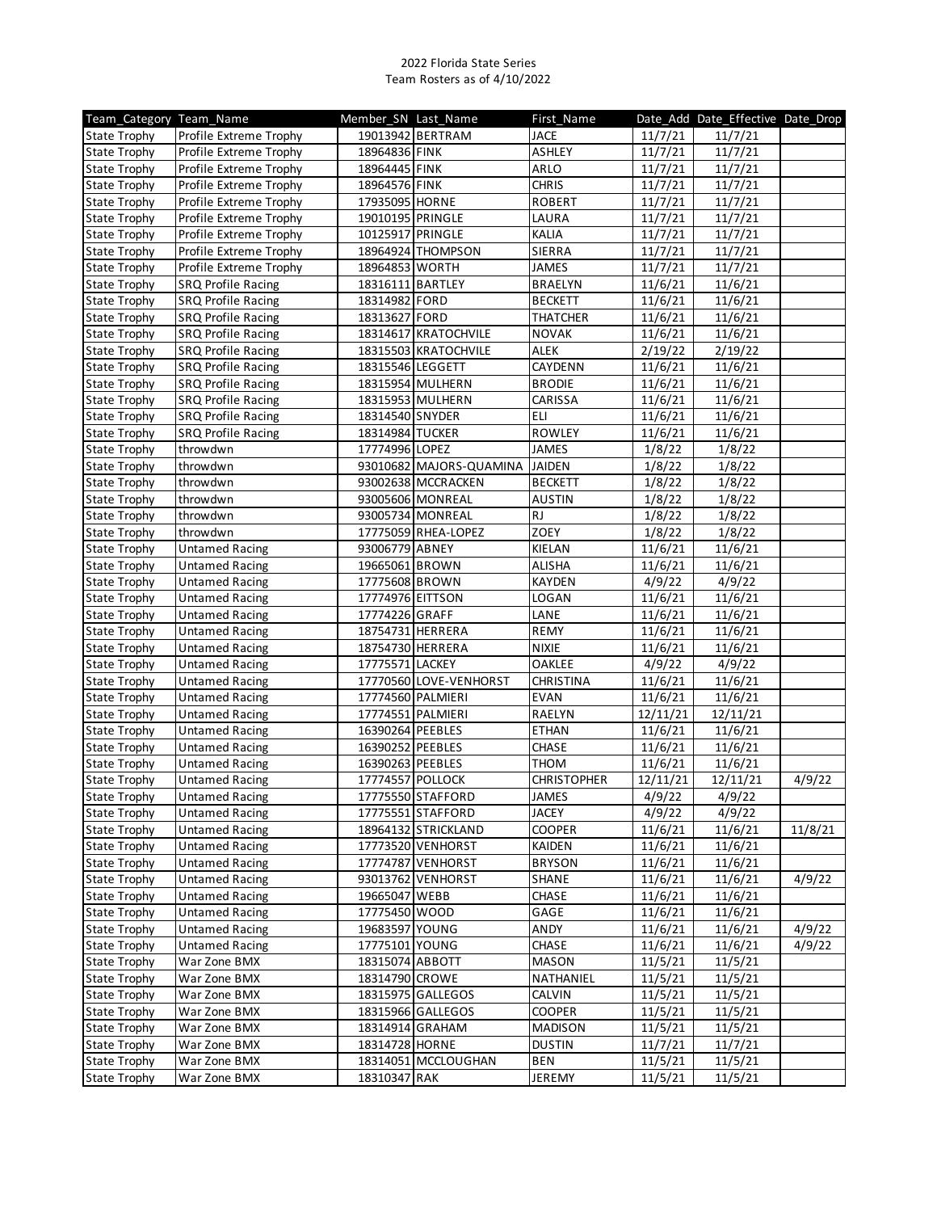2022 Florida State Series
Team Rosters as of 4/10/2022

| Team_Category | Team_Name | Member_SN | Last_Name | First_Name | Date_Add | Date_Effective | Date_Drop |
|---|---|---|---|---|---|---|---|
| State Trophy | Profile Extreme Trophy | 19013942 | BERTRAM | JACE | 11/7/21 | 11/7/21 | |
| State Trophy | Profile Extreme Trophy | 18964836 | FINK | ASHLEY | 11/7/21 | 11/7/21 | |
| State Trophy | Profile Extreme Trophy | 18964445 | FINK | ARLO | 11/7/21 | 11/7/21 | |
| State Trophy | Profile Extreme Trophy | 18964576 | FINK | CHRIS | 11/7/21 | 11/7/21 | |
| State Trophy | Profile Extreme Trophy | 17935095 | HORNE | ROBERT | 11/7/21 | 11/7/21 | |
| State Trophy | Profile Extreme Trophy | 19010195 | PRINGLE | LAURA | 11/7/21 | 11/7/21 | |
| State Trophy | Profile Extreme Trophy | 10125917 | PRINGLE | KALIA | 11/7/21 | 11/7/21 | |
| State Trophy | Profile Extreme Trophy | 18964924 | THOMPSON | SIERRA | 11/7/21 | 11/7/21 | |
| State Trophy | Profile Extreme Trophy | 18964853 | WORTH | JAMES | 11/7/21 | 11/7/21 | |
| State Trophy | SRQ Profile Racing | 18316111 | BARTLEY | BRAELYN | 11/6/21 | 11/6/21 | |
| State Trophy | SRQ Profile Racing | 18314982 | FORD | BECKETT | 11/6/21 | 11/6/21 | |
| State Trophy | SRQ Profile Racing | 18313627 | FORD | THATCHER | 11/6/21 | 11/6/21 | |
| State Trophy | SRQ Profile Racing | 18314617 | KRATOCHVILE | NOVAK | 11/6/21 | 11/6/21 | |
| State Trophy | SRQ Profile Racing | 18315503 | KRATOCHVILE | ALEK | 2/19/22 | 2/19/22 | |
| State Trophy | SRQ Profile Racing | 18315546 | LEGGETT | CAYDENN | 11/6/21 | 11/6/21 | |
| State Trophy | SRQ Profile Racing | 18315954 | MULHERN | BRODIE | 11/6/21 | 11/6/21 | |
| State Trophy | SRQ Profile Racing | 18315953 | MULHERN | CARISSA | 11/6/21 | 11/6/21 | |
| State Trophy | SRQ Profile Racing | 18314540 | SNYDER | ELI | 11/6/21 | 11/6/21 | |
| State Trophy | SRQ Profile Racing | 18314984 | TUCKER | ROWLEY | 11/6/21 | 11/6/21 | |
| State Trophy | throwdwn | 17774996 | LOPEZ | JAMES | 1/8/22 | 1/8/22 | |
| State Trophy | throwdwn | 93010682 | MAJORS-QUAMINA | JAIDEN | 1/8/22 | 1/8/22 | |
| State Trophy | throwdwn | 93002638 | MCCRACKEN | BECKETT | 1/8/22 | 1/8/22 | |
| State Trophy | throwdwn | 93005606 | MONREAL | AUSTIN | 1/8/22 | 1/8/22 | |
| State Trophy | throwdwn | 93005734 | MONREAL | RJ | 1/8/22 | 1/8/22 | |
| State Trophy | throwdwn | 17775059 | RHEA-LOPEZ | ZOEY | 1/8/22 | 1/8/22 | |
| State Trophy | Untamed Racing | 93006779 | ABNEY | KIELAN | 11/6/21 | 11/6/21 | |
| State Trophy | Untamed Racing | 19665061 | BROWN | ALISHA | 11/6/21 | 11/6/21 | |
| State Trophy | Untamed Racing | 17775608 | BROWN | KAYDEN | 4/9/22 | 4/9/22 | |
| State Trophy | Untamed Racing | 17774976 | EITTSON | LOGAN | 11/6/21 | 11/6/21 | |
| State Trophy | Untamed Racing | 17774226 | GRAFF | LANE | 11/6/21 | 11/6/21 | |
| State Trophy | Untamed Racing | 18754731 | HERRERA | REMY | 11/6/21 | 11/6/21 | |
| State Trophy | Untamed Racing | 18754730 | HERRERA | NIXIE | 11/6/21 | 11/6/21 | |
| State Trophy | Untamed Racing | 17775571 | LACKEY | OAKLEE | 4/9/22 | 4/9/22 | |
| State Trophy | Untamed Racing | 17770560 | LOVE-VENHORST | CHRISTINA | 11/6/21 | 11/6/21 | |
| State Trophy | Untamed Racing | 17774560 | PALMIERI | EVAN | 11/6/21 | 11/6/21 | |
| State Trophy | Untamed Racing | 17774551 | PALMIERI | RAELYN | 12/11/21 | 12/11/21 | |
| State Trophy | Untamed Racing | 16390264 | PEEBLES | ETHAN | 11/6/21 | 11/6/21 | |
| State Trophy | Untamed Racing | 16390252 | PEEBLES | CHASE | 11/6/21 | 11/6/21 | |
| State Trophy | Untamed Racing | 16390263 | PEEBLES | THOM | 11/6/21 | 11/6/21 | |
| State Trophy | Untamed Racing | 17774557 | POLLOCK | CHRISTOPHER | 12/11/21 | 12/11/21 | 4/9/22 |
| State Trophy | Untamed Racing | 17775550 | STAFFORD | JAMES | 4/9/22 | 4/9/22 | |
| State Trophy | Untamed Racing | 17775551 | STAFFORD | JACEY | 4/9/22 | 4/9/22 | |
| State Trophy | Untamed Racing | 18964132 | STRICKLAND | COOPER | 11/6/21 | 11/6/21 | 11/8/21 |
| State Trophy | Untamed Racing | 17773520 | VENHORST | KAIDEN | 11/6/21 | 11/6/21 | |
| State Trophy | Untamed Racing | 17774787 | VENHORST | BRYSON | 11/6/21 | 11/6/21 | |
| State Trophy | Untamed Racing | 93013762 | VENHORST | SHANE | 11/6/21 | 11/6/21 | 4/9/22 |
| State Trophy | Untamed Racing | 19665047 | WEBB | CHASE | 11/6/21 | 11/6/21 | |
| State Trophy | Untamed Racing | 17775450 | WOOD | GAGE | 11/6/21 | 11/6/21 | |
| State Trophy | Untamed Racing | 19683597 | YOUNG | ANDY | 11/6/21 | 11/6/21 | 4/9/22 |
| State Trophy | Untamed Racing | 17775101 | YOUNG | CHASE | 11/6/21 | 11/6/21 | 4/9/22 |
| State Trophy | War Zone BMX | 18315074 | ABBOTT | MASON | 11/5/21 | 11/5/21 | |
| State Trophy | War Zone BMX | 18314790 | CROWE | NATHANIEL | 11/5/21 | 11/5/21 | |
| State Trophy | War Zone BMX | 18315975 | GALLEGOS | CALVIN | 11/5/21 | 11/5/21 | |
| State Trophy | War Zone BMX | 18315966 | GALLEGOS | COOPER | 11/5/21 | 11/5/21 | |
| State Trophy | War Zone BMX | 18314914 | GRAHAM | MADISON | 11/5/21 | 11/5/21 | |
| State Trophy | War Zone BMX | 18314728 | HORNE | DUSTIN | 11/7/21 | 11/7/21 | |
| State Trophy | War Zone BMX | 18314051 | MCCLOUGHAN | BEN | 11/5/21 | 11/5/21 | |
| State Trophy | War Zone BMX | 18310347 | RAK | JEREMY | 11/5/21 | 11/5/21 | |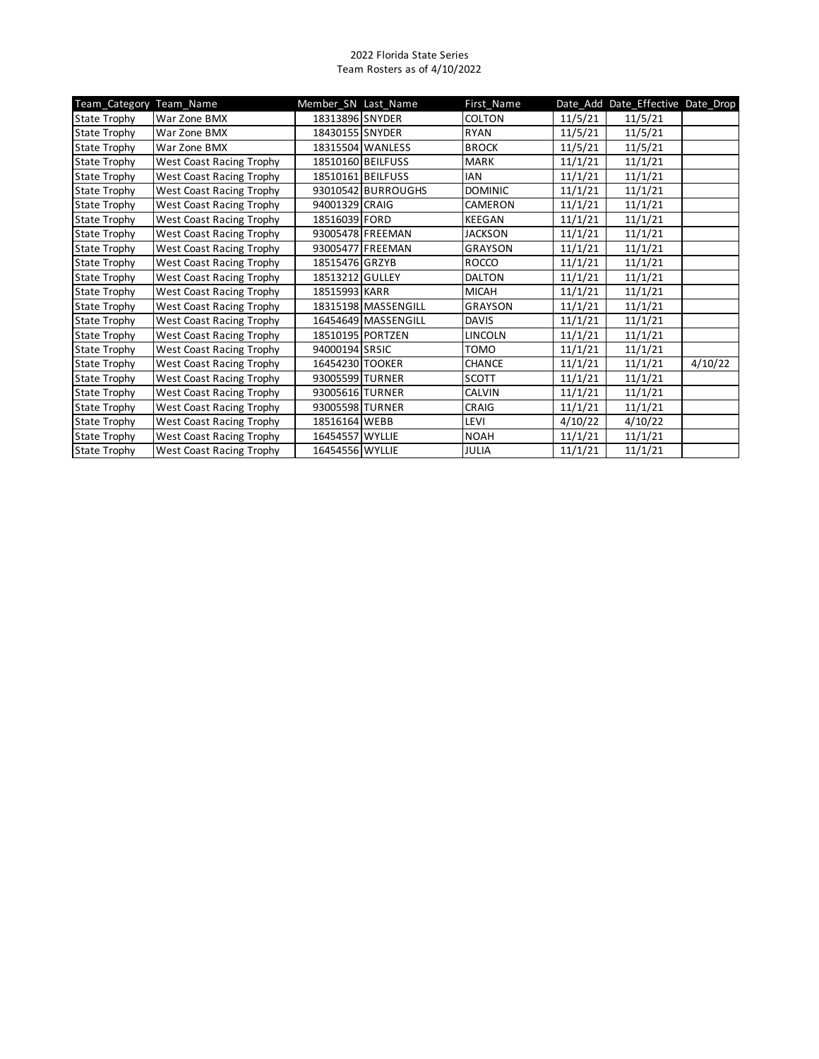2022 Florida State Series
Team Rosters as of 4/10/2022

| Team_Category | Team_Name | Member_SN | Last_Name | First_Name | Date_Add | Date_Effective | Date_Drop |
|---|---|---|---|---|---|---|---|
| State Trophy | War Zone BMX | 18313896 | SNYDER | COLTON | 11/5/21 | 11/5/21 | |
| State Trophy | War Zone BMX | 18430155 | SNYDER | RYAN | 11/5/21 | 11/5/21 | |
| State Trophy | War Zone BMX | 18315504 | WANLESS | BROCK | 11/5/21 | 11/5/21 | |
| State Trophy | West Coast Racing Trophy | 18510160 | BEILFUSS | MARK | 11/1/21 | 11/1/21 | |
| State Trophy | West Coast Racing Trophy | 18510161 | BEILFUSS | IAN | 11/1/21 | 11/1/21 | |
| State Trophy | West Coast Racing Trophy | 93010542 | BURROUGHS | DOMINIC | 11/1/21 | 11/1/21 | |
| State Trophy | West Coast Racing Trophy | 94001329 | CRAIG | CAMERON | 11/1/21 | 11/1/21 | |
| State Trophy | West Coast Racing Trophy | 18516039 | FORD | KEEGAN | 11/1/21 | 11/1/21 | |
| State Trophy | West Coast Racing Trophy | 93005478 | FREEMAN | JACKSON | 11/1/21 | 11/1/21 | |
| State Trophy | West Coast Racing Trophy | 93005477 | FREEMAN | GRAYSON | 11/1/21 | 11/1/21 | |
| State Trophy | West Coast Racing Trophy | 18515476 | GRZYB | ROCCO | 11/1/21 | 11/1/21 | |
| State Trophy | West Coast Racing Trophy | 18513212 | GULLEY | DALTON | 11/1/21 | 11/1/21 | |
| State Trophy | West Coast Racing Trophy | 18515993 | KARR | MICAH | 11/1/21 | 11/1/21 | |
| State Trophy | West Coast Racing Trophy | 18315198 | MASSENGILL | GRAYSON | 11/1/21 | 11/1/21 | |
| State Trophy | West Coast Racing Trophy | 16454649 | MASSENGILL | DAVIS | 11/1/21 | 11/1/21 | |
| State Trophy | West Coast Racing Trophy | 18510195 | PORTZEN | LINCOLN | 11/1/21 | 11/1/21 | |
| State Trophy | West Coast Racing Trophy | 94000194 | SRSIC | TOMO | 11/1/21 | 11/1/21 | |
| State Trophy | West Coast Racing Trophy | 16454230 | TOOKER | CHANCE | 11/1/21 | 11/1/21 | 4/10/22 |
| State Trophy | West Coast Racing Trophy | 93005599 | TURNER | SCOTT | 11/1/21 | 11/1/21 | |
| State Trophy | West Coast Racing Trophy | 93005616 | TURNER | CALVIN | 11/1/21 | 11/1/21 | |
| State Trophy | West Coast Racing Trophy | 93005598 | TURNER | CRAIG | 11/1/21 | 11/1/21 | |
| State Trophy | West Coast Racing Trophy | 18516164 | WEBB | LEVI | 4/10/22 | 4/10/22 | |
| State Trophy | West Coast Racing Trophy | 16454557 | WYLLIE | NOAH | 11/1/21 | 11/1/21 | |
| State Trophy | West Coast Racing Trophy | 16454556 | WYLLIE | JULIA | 11/1/21 | 11/1/21 | |